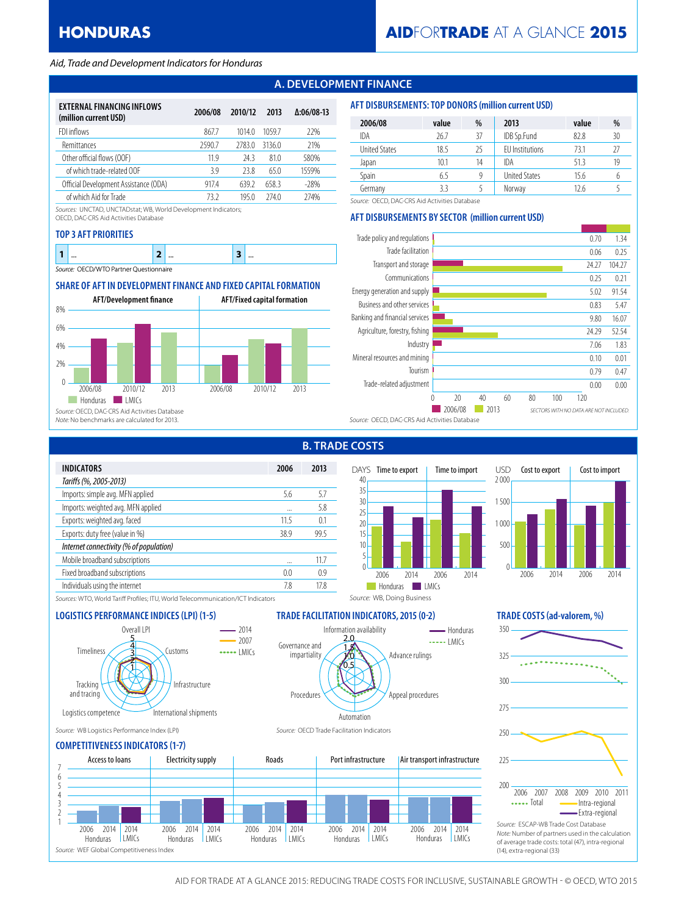# HONDURAS

## AIDFORTRADE AT A GLANCE 2015

*Aid, Trade and Development Indicators for Honduras*

## A. DEVELOPMENT FINANCE

| EXTERNAL FINANCING INFLOWS (million current USD) | 2006/08 | 2010/12 | 2013 | Δ:06/08-13 |
|---|---|---|---|---|
| FDI inflows | 867.7 | 1014.0 | 1059.7 | 22% |
| Remittances | 2590.7 | 2783.0 | 3136.0 | 21% |
| Other official flows (OOF) | 11.9 | 24.3 | 81.0 | 580% |
| of which trade-related OOF | 3.9 | 23.8 | 65.0 | 1559% |
| Official Development Assistance (ODA) | 917.4 | 639.2 | 658.3 | -28% |
| of which Aid for Trade | 73.2 | 195.0 | 274.0 | 274% |

*Sources:* UNCTAD, UNCTADstat; WB, World Development Indicators; OECD, DAC-CRS Aid Activities Database

### AFT DISBURSEMENTS: TOP DONORS (million current USD)

| 2006/08 | value | % | 2013 | value | % |
|---|---|---|---|---|---|
| IDA | 26.7 | 37 | IDB Sp.Fund | 82.8 | 30 |
| United States | 18.5 | 25 | EU Institutions | 73.1 | 27 |
| Japan | 10.1 | 14 | IDA | 51.3 | 19 |
| Spain | 6.5 | 9 | United States | 15.6 | 6 |
| Germany | 3.3 | 5 | Norway | 12.6 | 5 |

*Source:* OECD, DAC-CRS Aid Activities Database

### TOP 3 AFT PRIORITIES

| 1 | ... | 2 | ... | 3 | ... |
|---|---|---|---|---|---|

*Source:* OECD/WTO Partner Questionnaire

### SHARE OF AFT IN DEVELOPMENT FINANCE AND FIXED CAPITAL FORMATION

AFT/Development finance — AFT/Fixed capital formation

8%, 6%, 4%, 2%, 0

2006/08, 2010/12, 2013, 2006/08, 2010/12, 2013

Honduras, LMICs

*Source:* OECD, DAC-CRS Aid Activities Database
*Note:* No benchmarks are calculated for 2013.

### AFT DISBURSEMENTS BY SECTOR (million current USD)

| Sector | 2006/08 | 2013 |
|---|---|---|
| Trade policy and regulations | 0.70 | 1.34 |
| Trade facilitation | 0.06 | 0.25 |
| Transport and storage | 24.27 | 104.27 |
| Communications | 0.25 | 0.21 |
| Energy generation and supply | 5.02 | 91.54 |
| Business and other services | 0.83 | 5.47 |
| Banking and financial services | 9.80 | 16.07 |
| Agriculture, forestry, fishing | 24.29 | 52.54 |
| Industry | 7.06 | 1.83 |
| Mineral resources and mining | 0.10 | 0.01 |
| Tourism | 0.79 | 0.47 |
| Trade-related adjustment | 0.00 | 0.00 |

0, 20, 40, 60, 80, 100, 120

SECTORS WITH NO DATA ARE NOT INCLUDED.

*Source:* OECD, DAC-CRS Aid Activities Database

## B. TRADE COSTS

| INDICATORS | 2006 | 2013 |
|---|---|---|
| *Tariffs (%, 2005-2013)* | | |
| Imports: simple avg. MFN applied | 5.6 | 5.7 |
| Imports: weighted avg. MFN applied | ... | 5.8 |
| Exports: weighted avg. faced | 11.5 | 0.1 |
| Exports: duty free (value in %) | 38.9 | 99.5 |
| *Internet connectivity (% of population)* | | |
| Mobile broadband subscriptions | ... | 11.7 |
| Fixed broadband subscriptions | 0.0 | 0.9 |
| Individuals using the internet | 7.8 | 17.8 |

*Sources:* WTO, World Tariff Profiles; ITU, World Telecommunication/ICT Indicators

DAYS — Time to export — Time to import

40, 35, 30, 25, 20, 15, 10, 5, 0

2006, 2014, 2006, 2014

USD — Cost to export — Cost to import

2 000, 1 500, 1 000, 500, 0

2006, 2014, 2006, 2014

Honduras, LMICs

*Source:* WB, Doing Business

### LOGISTICS PERFORMANCE INDICES (LPI) (1-5)

Overall LPI, Customs, Infrastructure, International shipments, Logistics competence, Tracking and tracing, Timeliness

1, 2, 3, 4, 5

2014, 2007, LMICs

*Source:* WB Logistics Performance Index (LPI)

### TRADE FACILITATION INDICATORS, 2015 (0-2)

Information availability, Advance rulings, Appeal procedures, Automation, Procedures, Governance and impartiality

0.5, 1.0, 1.5, 2.0

Honduras, LMICs

*Source:* OECD Trade Facilitation Indicators

### TRADE COSTS (ad-valorem, %)

350, 325, 300, 275, 250, 225, 200

2006, 2007, 2008, 2009, 2010, 2011

Total, Intra-regional, Extra-regional

*Source:* ESCAP-WB Trade Cost Database
*Note:* Number of partners used in the calculation of average trade costs: total (47), intra-regional (14), extra-regional (33)

### COMPETITIVENESS INDICATORS (1-7)

Access to loans — Electricity supply — Roads — Port infrastructure — Air transport infrastructure

7, 6, 5, 4, 3, 2, 1

2006 Honduras, 2014 Honduras, 2014 LMICs

*Source:* WEF Global Competitiveness Index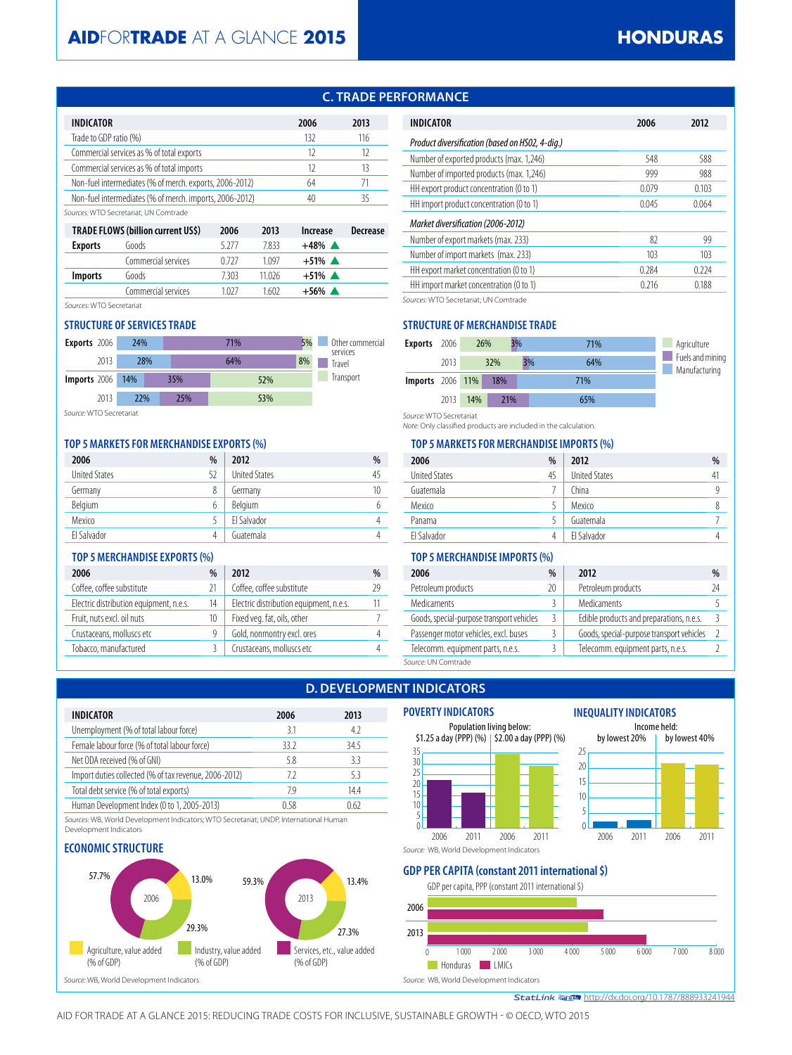## C. TRADE PERFORMANCE

| INDICATOR | 2006 | 2013 |
|---|---|---|
| Trade to GDP ratio (%) | 132 | 116 |
| Commercial services as % of total exports | 12 | 12 |
| Commercial services as % of total imports | 12 | 13 |
| Non-fuel intermediates (% of merch. exports, 2006-2012) | 64 | 71 |
| Non-fuel intermediates (% of merch. imports, 2006-2012) | 40 | 35 |

*Sources:* WTO Secretariat; UN Comtrade

| TRADE FLOWS (billion current US$) | | 2006 | 2013 | Increase | Decrease |
|---|---|---|---|---|---|
| Exports | Goods | 5.277 | 7.833 | +48% ▲ | |
| | Commercial services | 0.727 | 1.097 | +51% ▲ | |
| Imports | Goods | 7.303 | 11.026 | +51% ▲ | |
| | Commercial services | 1.027 | 1.602 | +56% ▲ | |

*Sources:* WTO Secretariat

| INDICATOR | 2006 | 2012 |
|---|---|---|
| *Product diversification (based on HS02, 4-dig.)* | | |
| Number of exported products (max. 1,246) | 548 | 588 |
| Number of imported products (max. 1,246) | 999 | 988 |
| HH export product concentration (0 to 1) | 0.079 | 0.103 |
| HH import product concentration (0 to 1) | 0.045 | 0.064 |
| *Market diversification (2006-2012)* | | |
| Number of export markets (max. 233) | 82 | 99 |
| Number of import markets (max. 233) | 103 | 103 |
| HH export market concentration (0 to 1) | 0.284 | 0.224 |
| HH import market concentration (0 to 1) | 0.216 | 0.188 |

*Sources:* WTO Secretariat; UN Comtrade

### STRUCTURE OF SERVICES TRADE

Exports 2006: 24% | 71% | 5%
2013: 28% | 64% | 8%
Imports 2006: 14% | 35% | 52%
2013: 22% | 25% | 53%

Other commercial services
Travel
Transport

*Source:* WTO Secretariat

### STRUCTURE OF MERCHANDISE TRADE

Exports 2006: 26% | 3% | 71%
2013: 32% | 3% | 64%
Imports 2006: 11% | 18% | 71%
2013: 14% | 21% | 65%

Agriculture
Fuels and mining
Manufacturing

*Source:* WTO Secretariat
*Note:* Only classified products are included in the calculation.

### TOP 5 MARKETS FOR MERCHANDISE EXPORTS (%)

| 2006 | % | 2012 | % |
|---|---|---|---|
| United States | 52 | United States | 45 |
| Germany | 8 | Germany | 10 |
| Belgium | 6 | Belgium | 6 |
| Mexico | 5 | El Salvador | 4 |
| El Salvador | 4 | Guatemala | 4 |

### TOP 5 MARKETS FOR MERCHANDISE IMPORTS (%)

| 2006 | % | 2012 | % |
|---|---|---|---|
| United States | 45 | United States | 41 |
| Guatemala | 7 | China | 9 |
| Mexico | 5 | Mexico | 8 |
| Panama | 5 | Guatemala | 7 |
| El Salvador | 4 | El Salvador | 4 |

### TOP 5 MERCHANDISE EXPORTS (%)

| 2006 | % | 2012 | % |
|---|---|---|---|
| Coffee, coffee substitute | 21 | Coffee, coffee substitute | 29 |
| Electric distribution equipment, n.e.s. | 14 | Electric distribution equipment, n.e.s. | 11 |
| Fruit, nuts excl. oil nuts | 10 | Fixed veg. fat, oils, other | 7 |
| Crustaceans, molluscs etc | 9 | Gold, nonmontry excl. ores | 4 |
| Tobacco, manufactured | 3 | Crustaceans, molluscs etc | 4 |

### TOP 5 MERCHANDISE IMPORTS (%)

| 2006 | % | 2012 | % |
|---|---|---|---|
| Petroleum products | 20 | Petroleum products | 24 |
| Medicaments | 3 | Medicaments | 5 |
| Goods, special-purpose transport vehicles | 3 | Edible products and preparations, n.e.s. | 3 |
| Passenger motor vehicles, excl. buses | 3 | Goods, special-purpose transport vehicles | 2 |
| Telecomm. equipment parts, n.e.s. | 3 | Telecomm. equipment parts, n.e.s. | 2 |

*Source:* UN Comtrade

## D. DEVELOPMENT INDICATORS

| INDICATOR | 2006 | 2013 |
|---|---|---|
| Unemployment (% of total labour force) | 3.1 | 4.2 |
| Female labour force (% of total labour force) | 33.2 | 34.5 |
| Net ODA received (% of GNI) | 5.8 | 3.3 |
| Import duties collected (% of tax revenue, 2006-2012) | 7.2 | 5.3 |
| Total debt service (% of total exports) | 7.9 | 14.4 |
| Human Development Index (0 to 1, 2005-2013) | 0.58 | 0.62 |

*Sources:* WB, World Development Indicators; WTO Secretariat; UNDP, International Human Development Indicators

### ECONOMIC STRUCTURE

2006: 57.7% | 13.0% | 29.3%
2013: 59.3% | 13.4% | 27.3%

Agriculture, value added (% of GDP)
Industry, value added (% of GDP)
Services, etc., value added (% of GDP)

*Source:* WB, World Development Indicators

### POVERTY INDICATORS

Population living below:
$1.25 a day (PPP) (%) | $2.00 a day (PPP) (%)
0 5 10 15 20 25 30 35
2006 2011 2006 2011

### INEQUALITY INDICATORS

Income held:
by lowest 20% | by lowest 40%
0 5 10 15 20 25
2006 2011 2006 2011

*Source:* WB, World Development Indicators

### GDP PER CAPITA (constant 2011 international $)

GDP per capita, PPP (constant 2011 international $)
2006
2013
0 1 000 2 000 3 000 4 000 5 000 6 000 7 000 8 000
Honduras LMICs

*Source:* WB, World Development Indicators

StatLink http://dx.doi.org/10.1787/888933241944